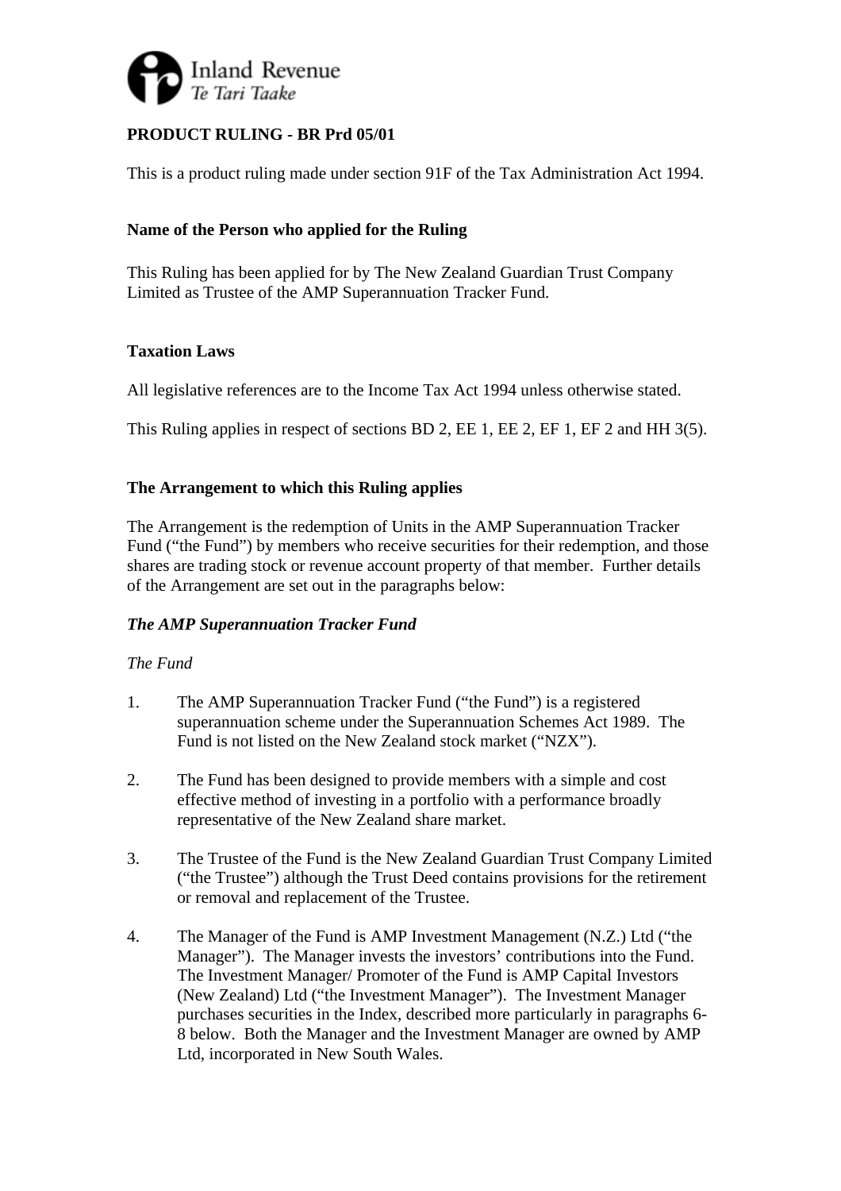Inland Revenue
Te Tari Taake

**PRODUCT RULING - BR Prd 05/01**

This is a product ruling made under section 91F of the Tax Administration Act 1994.

**Name of the Person who applied for the Ruling**

This Ruling has been applied for by The New Zealand Guardian Trust Company Limited as Trustee of the AMP Superannuation Tracker Fund.

**Taxation Laws**

All legislative references are to the Income Tax Act 1994 unless otherwise stated.

This Ruling applies in respect of sections BD 2, EE 1, EE 2, EF 1, EF 2 and HH 3(5).

**The Arrangement to which this Ruling applies**

The Arrangement is the redemption of Units in the AMP Superannuation Tracker Fund ("the Fund") by members who receive securities for their redemption, and those shares are trading stock or revenue account property of that member. Further details of the Arrangement are set out in the paragraphs below:

***The AMP Superannuation Tracker Fund***

*The Fund*

1. The AMP Superannuation Tracker Fund ("the Fund") is a registered superannuation scheme under the Superannuation Schemes Act 1989. The Fund is not listed on the New Zealand stock market ("NZX").

2. The Fund has been designed to provide members with a simple and cost effective method of investing in a portfolio with a performance broadly representative of the New Zealand share market.

3. The Trustee of the Fund is the New Zealand Guardian Trust Company Limited ("the Trustee") although the Trust Deed contains provisions for the retirement or removal and replacement of the Trustee.

4. The Manager of the Fund is AMP Investment Management (N.Z.) Ltd ("the Manager"). The Manager invests the investors' contributions into the Fund. The Investment Manager/ Promoter of the Fund is AMP Capital Investors (New Zealand) Ltd ("the Investment Manager"). The Investment Manager purchases securities in the Index, described more particularly in paragraphs 6-8 below. Both the Manager and the Investment Manager are owned by AMP Ltd, incorporated in New South Wales.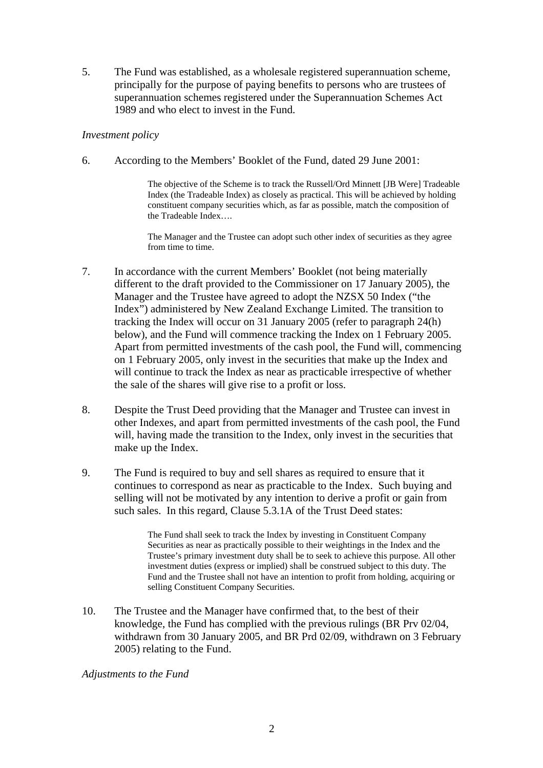5. The Fund was established, as a wholesale registered superannuation scheme, principally for the purpose of paying benefits to persons who are trustees of superannuation schemes registered under the Superannuation Schemes Act 1989 and who elect to invest in the Fund.

*Investment policy*

6. According to the Members' Booklet of the Fund, dated 29 June 2001:

> The objective of the Scheme is to track the Russell/Ord Minnett [JB Were] Tradeable Index (the Tradeable Index) as closely as practical. This will be achieved by holding constituent company securities which, as far as possible, match the composition of the Tradeable Index….
>
> The Manager and the Trustee can adopt such other index of securities as they agree from time to time.

7. In accordance with the current Members' Booklet (not being materially different to the draft provided to the Commissioner on 17 January 2005), the Manager and the Trustee have agreed to adopt the NZSX 50 Index ("the Index") administered by New Zealand Exchange Limited. The transition to tracking the Index will occur on 31 January 2005 (refer to paragraph 24(h) below), and the Fund will commence tracking the Index on 1 February 2005. Apart from permitted investments of the cash pool, the Fund will, commencing on 1 February 2005, only invest in the securities that make up the Index and will continue to track the Index as near as practicable irrespective of whether the sale of the shares will give rise to a profit or loss.

8. Despite the Trust Deed providing that the Manager and Trustee can invest in other Indexes, and apart from permitted investments of the cash pool, the Fund will, having made the transition to the Index, only invest in the securities that make up the Index.

9. The Fund is required to buy and sell shares as required to ensure that it continues to correspond as near as practicable to the Index. Such buying and selling will not be motivated by any intention to derive a profit or gain from such sales. In this regard, Clause 5.3.1A of the Trust Deed states:

> The Fund shall seek to track the Index by investing in Constituent Company Securities as near as practically possible to their weightings in the Index and the Trustee's primary investment duty shall be to seek to achieve this purpose. All other investment duties (express or implied) shall be construed subject to this duty. The Fund and the Trustee shall not have an intention to profit from holding, acquiring or selling Constituent Company Securities.

10. The Trustee and the Manager have confirmed that, to the best of their knowledge, the Fund has complied with the previous rulings (BR Prv 02/04, withdrawn from 30 January 2005, and BR Prd 02/09, withdrawn on 3 February 2005) relating to the Fund.

*Adjustments to the Fund*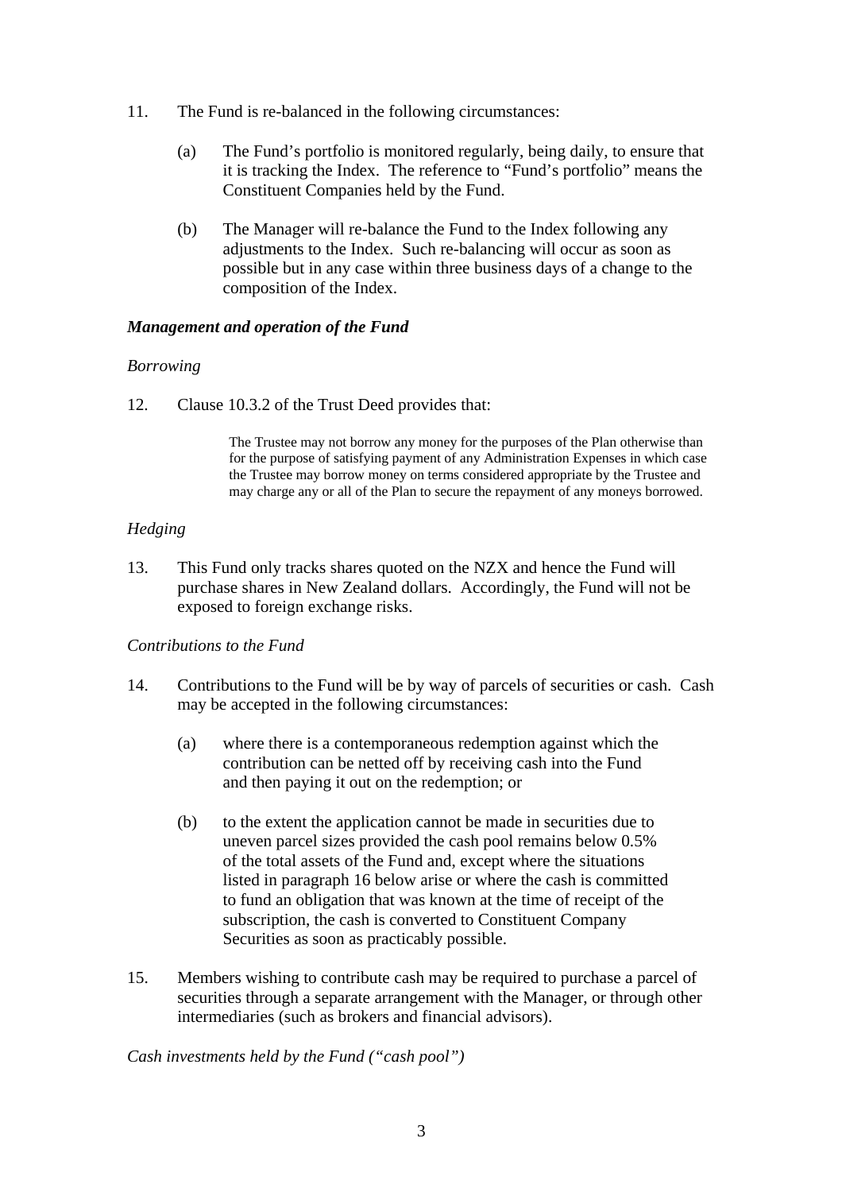11. The Fund is re-balanced in the following circumstances:

    (a) The Fund's portfolio is monitored regularly, being daily, to ensure that it is tracking the Index. The reference to "Fund's portfolio" means the Constituent Companies held by the Fund.

    (b) The Manager will re-balance the Fund to the Index following any adjustments to the Index. Such re-balancing will occur as soon as possible but in any case within three business days of a change to the composition of the Index.

***Management and operation of the Fund***

*Borrowing*

12. Clause 10.3.2 of the Trust Deed provides that:

> The Trustee may not borrow any money for the purposes of the Plan otherwise than for the purpose of satisfying payment of any Administration Expenses in which case the Trustee may borrow money on terms considered appropriate by the Trustee and may charge any or all of the Plan to secure the repayment of any moneys borrowed.

*Hedging*

13. This Fund only tracks shares quoted on the NZX and hence the Fund will purchase shares in New Zealand dollars. Accordingly, the Fund will not be exposed to foreign exchange risks.

*Contributions to the Fund*

14. Contributions to the Fund will be by way of parcels of securities or cash. Cash may be accepted in the following circumstances:

    (a) where there is a contemporaneous redemption against which the contribution can be netted off by receiving cash into the Fund and then paying it out on the redemption; or

    (b) to the extent the application cannot be made in securities due to uneven parcel sizes provided the cash pool remains below 0.5% of the total assets of the Fund and, except where the situations listed in paragraph 16 below arise or where the cash is committed to fund an obligation that was known at the time of receipt of the subscription, the cash is converted to Constituent Company Securities as soon as practicably possible.

15. Members wishing to contribute cash may be required to purchase a parcel of securities through a separate arrangement with the Manager, or through other intermediaries (such as brokers and financial advisors).

*Cash investments held by the Fund ("cash pool")*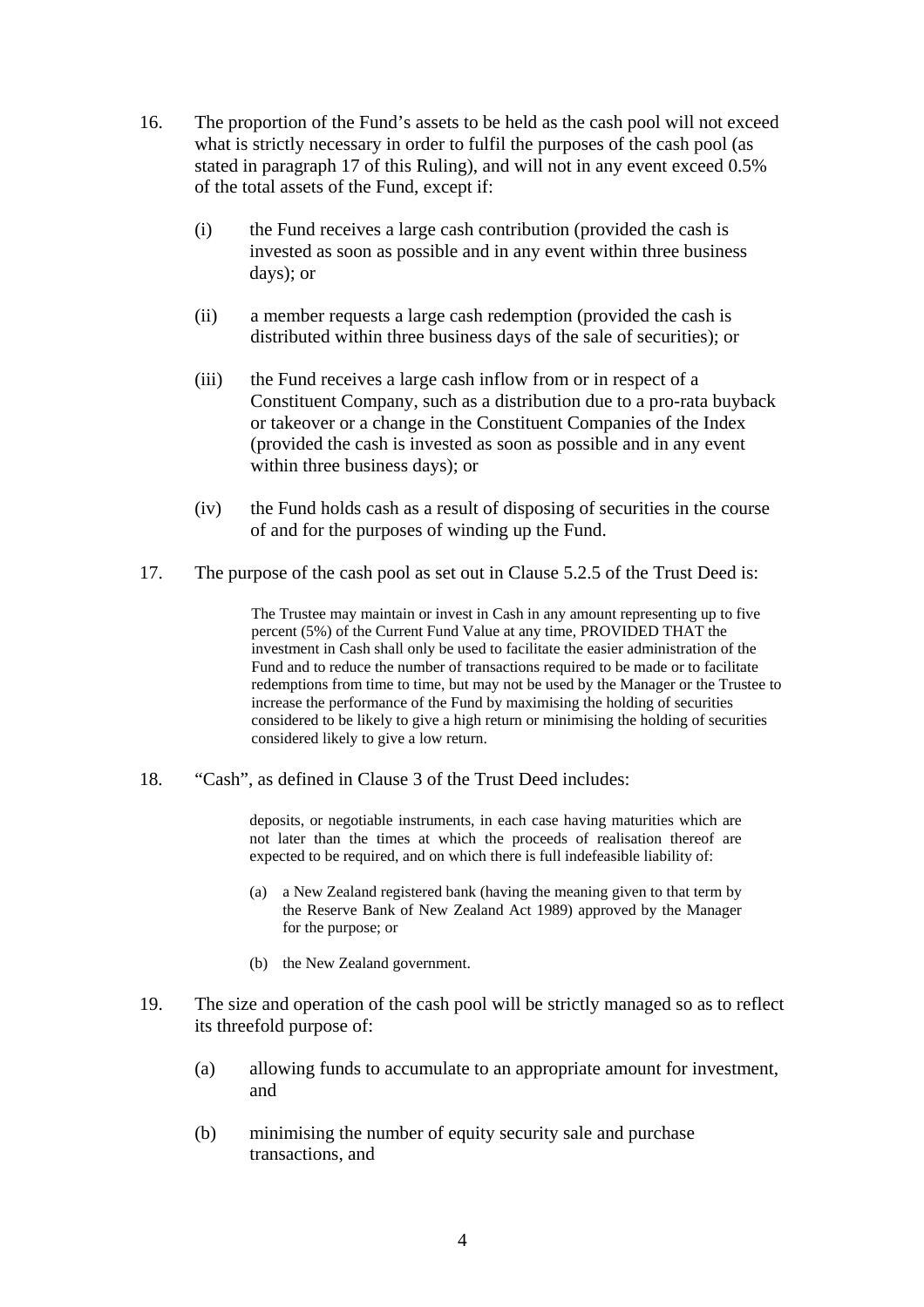16. The proportion of the Fund's assets to be held as the cash pool will not exceed what is strictly necessary in order to fulfil the purposes of the cash pool (as stated in paragraph 17 of this Ruling), and will not in any event exceed 0.5% of the total assets of the Fund, except if:

    (i) the Fund receives a large cash contribution (provided the cash is invested as soon as possible and in any event within three business days); or

    (ii) a member requests a large cash redemption (provided the cash is distributed within three business days of the sale of securities); or

    (iii) the Fund receives a large cash inflow from or in respect of a Constituent Company, such as a distribution due to a pro-rata buyback or takeover or a change in the Constituent Companies of the Index (provided the cash is invested as soon as possible and in any event within three business days); or

    (iv) the Fund holds cash as a result of disposing of securities in the course of and for the purposes of winding up the Fund.

17. The purpose of the cash pool as set out in Clause 5.2.5 of the Trust Deed is:

> The Trustee may maintain or invest in Cash in any amount representing up to five percent (5%) of the Current Fund Value at any time, PROVIDED THAT the investment in Cash shall only be used to facilitate the easier administration of the Fund and to reduce the number of transactions required to be made or to facilitate redemptions from time to time, but may not be used by the Manager or the Trustee to increase the performance of the Fund by maximising the holding of securities considered to be likely to give a high return or minimising the holding of securities considered likely to give a low return.

18. "Cash", as defined in Clause 3 of the Trust Deed includes:

> deposits, or negotiable instruments, in each case having maturities which are not later than the times at which the proceeds of realisation thereof are expected to be required, and on which there is full indefeasible liability of:
>
> (a) a New Zealand registered bank (having the meaning given to that term by the Reserve Bank of New Zealand Act 1989) approved by the Manager for the purpose; or
>
> (b) the New Zealand government.

19. The size and operation of the cash pool will be strictly managed so as to reflect its threefold purpose of:

    (a) allowing funds to accumulate to an appropriate amount for investment, and

    (b) minimising the number of equity security sale and purchase transactions, and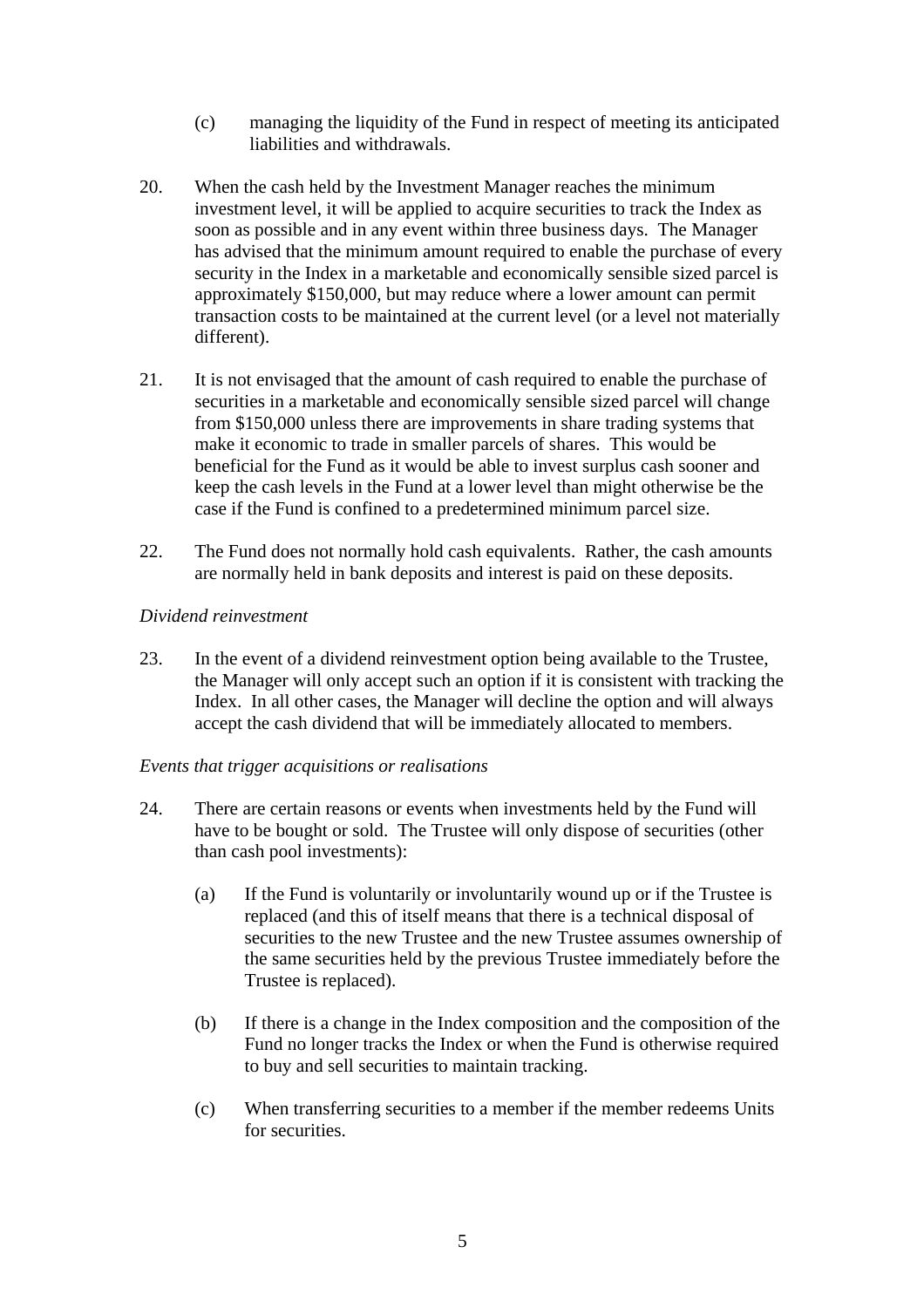(c) managing the liquidity of the Fund in respect of meeting its anticipated liabilities and withdrawals.

20. When the cash held by the Investment Manager reaches the minimum investment level, it will be applied to acquire securities to track the Index as soon as possible and in any event within three business days. The Manager has advised that the minimum amount required to enable the purchase of every security in the Index in a marketable and economically sensible sized parcel is approximately $150,000, but may reduce where a lower amount can permit transaction costs to be maintained at the current level (or a level not materially different).

21. It is not envisaged that the amount of cash required to enable the purchase of securities in a marketable and economically sensible sized parcel will change from $150,000 unless there are improvements in share trading systems that make it economic to trade in smaller parcels of shares. This would be beneficial for the Fund as it would be able to invest surplus cash sooner and keep the cash levels in the Fund at a lower level than might otherwise be the case if the Fund is confined to a predetermined minimum parcel size.

22. The Fund does not normally hold cash equivalents. Rather, the cash amounts are normally held in bank deposits and interest is paid on these deposits.

*Dividend reinvestment*

23. In the event of a dividend reinvestment option being available to the Trustee, the Manager will only accept such an option if it is consistent with tracking the Index. In all other cases, the Manager will decline the option and will always accept the cash dividend that will be immediately allocated to members.

*Events that trigger acquisitions or realisations*

24. There are certain reasons or events when investments held by the Fund will have to be bought or sold. The Trustee will only dispose of securities (other than cash pool investments):

    (a) If the Fund is voluntarily or involuntarily wound up or if the Trustee is replaced (and this of itself means that there is a technical disposal of securities to the new Trustee and the new Trustee assumes ownership of the same securities held by the previous Trustee immediately before the Trustee is replaced).

    (b) If there is a change in the Index composition and the composition of the Fund no longer tracks the Index or when the Fund is otherwise required to buy and sell securities to maintain tracking.

    (c) When transferring securities to a member if the member redeems Units for securities.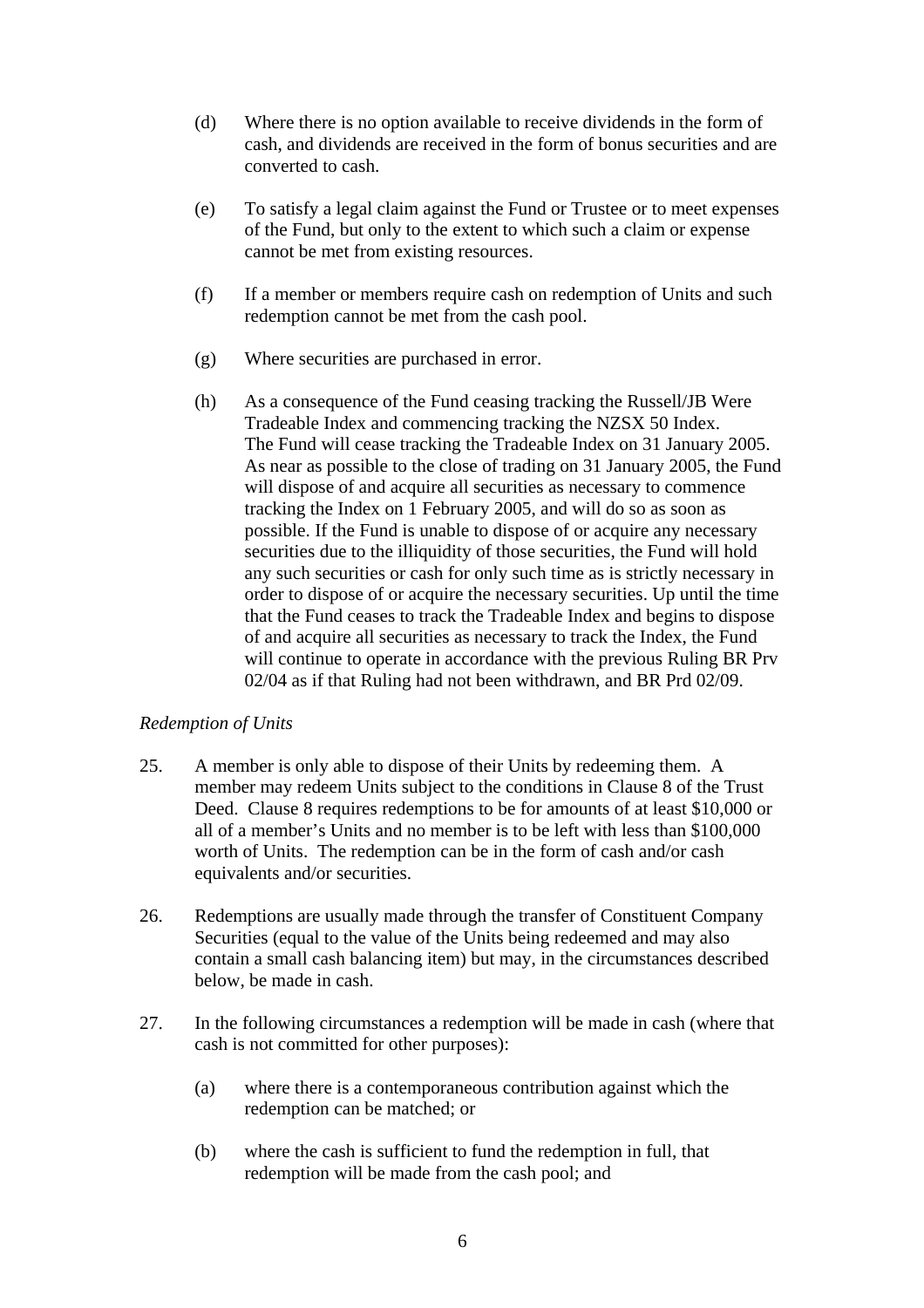(d) Where there is no option available to receive dividends in the form of cash, and dividends are received in the form of bonus securities and are converted to cash.

(e) To satisfy a legal claim against the Fund or Trustee or to meet expenses of the Fund, but only to the extent to which such a claim or expense cannot be met from existing resources.

(f) If a member or members require cash on redemption of Units and such redemption cannot be met from the cash pool.

(g) Where securities are purchased in error.

(h) As a consequence of the Fund ceasing tracking the Russell/JB Were Tradeable Index and commencing tracking the NZSX 50 Index. The Fund will cease tracking the Tradeable Index on 31 January 2005. As near as possible to the close of trading on 31 January 2005, the Fund will dispose of and acquire all securities as necessary to commence tracking the Index on 1 February 2005, and will do so as soon as possible. If the Fund is unable to dispose of or acquire any necessary securities due to the illiquidity of those securities, the Fund will hold any such securities or cash for only such time as is strictly necessary in order to dispose of or acquire the necessary securities. Up until the time that the Fund ceases to track the Tradeable Index and begins to dispose of and acquire all securities as necessary to track the Index, the Fund will continue to operate in accordance with the previous Ruling BR Prv 02/04 as if that Ruling had not been withdrawn, and BR Prd 02/09.

*Redemption of Units*

25. A member is only able to dispose of their Units by redeeming them. A member may redeem Units subject to the conditions in Clause 8 of the Trust Deed. Clause 8 requires redemptions to be for amounts of at least $10,000 or all of a member's Units and no member is to be left with less than $100,000 worth of Units. The redemption can be in the form of cash and/or cash equivalents and/or securities.

26. Redemptions are usually made through the transfer of Constituent Company Securities (equal to the value of the Units being redeemed and may also contain a small cash balancing item) but may, in the circumstances described below, be made in cash.

27. In the following circumstances a redemption will be made in cash (where that cash is not committed for other purposes):

(a) where there is a contemporaneous contribution against which the redemption can be matched; or

(b) where the cash is sufficient to fund the redemption in full, that redemption will be made from the cash pool; and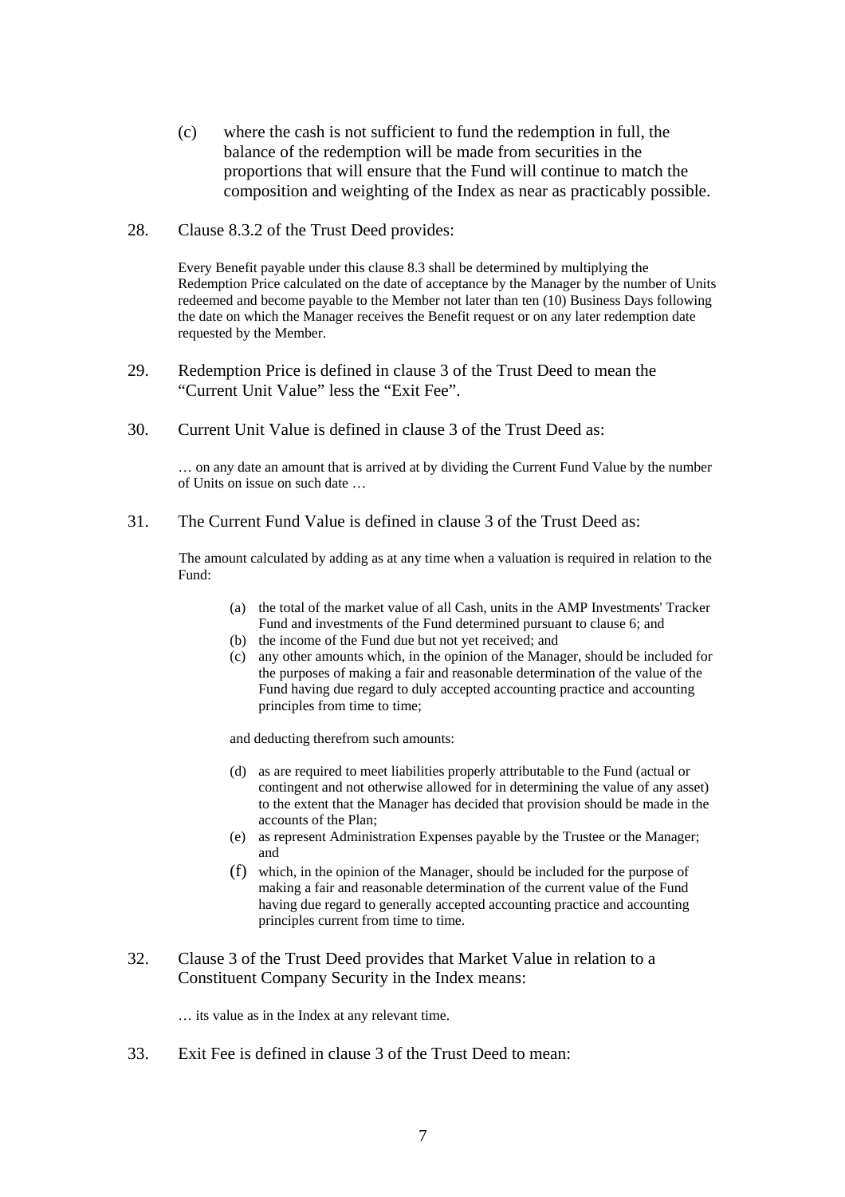(c) where the cash is not sufficient to fund the redemption in full, the balance of the redemption will be made from securities in the proportions that will ensure that the Fund will continue to match the composition and weighting of the Index as near as practicably possible.

28. Clause 8.3.2 of the Trust Deed provides:

> Every Benefit payable under this clause 8.3 shall be determined by multiplying the Redemption Price calculated on the date of acceptance by the Manager by the number of Units redeemed and become payable to the Member not later than ten (10) Business Days following the date on which the Manager receives the Benefit request or on any later redemption date requested by the Member.

29. Redemption Price is defined in clause 3 of the Trust Deed to mean the "Current Unit Value" less the "Exit Fee".

30. Current Unit Value is defined in clause 3 of the Trust Deed as:

> … on any date an amount that is arrived at by dividing the Current Fund Value by the number of Units on issue on such date …

31. The Current Fund Value is defined in clause 3 of the Trust Deed as:

> The amount calculated by adding as at any time when a valuation is required in relation to the Fund:
>
> (a) the total of the market value of all Cash, units in the AMP Investments' Tracker Fund and investments of the Fund determined pursuant to clause 6; and
> (b) the income of the Fund due but not yet received; and
> (c) any other amounts which, in the opinion of the Manager, should be included for the purposes of making a fair and reasonable determination of the value of the Fund having due regard to duly accepted accounting practice and accounting principles from time to time;
>
> and deducting therefrom such amounts:
>
> (d) as are required to meet liabilities properly attributable to the Fund (actual or contingent and not otherwise allowed for in determining the value of any asset) to the extent that the Manager has decided that provision should be made in the accounts of the Plan;
> (e) as represent Administration Expenses payable by the Trustee or the Manager; and
> (f) which, in the opinion of the Manager, should be included for the purpose of making a fair and reasonable determination of the current value of the Fund having due regard to generally accepted accounting practice and accounting principles current from time to time.

32. Clause 3 of the Trust Deed provides that Market Value in relation to a Constituent Company Security in the Index means:

> … its value as in the Index at any relevant time.

33. Exit Fee is defined in clause 3 of the Trust Deed to mean: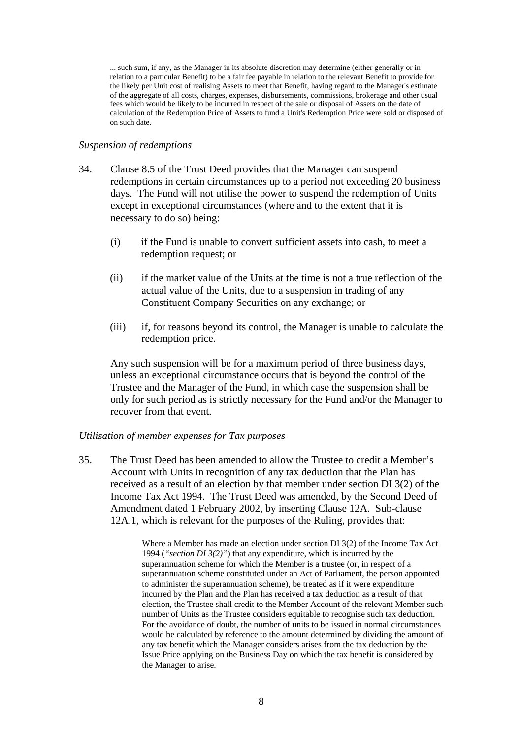> ... such sum, if any, as the Manager in its absolute discretion may determine (either generally or in relation to a particular Benefit) to be a fair fee payable in relation to the relevant Benefit to provide for the likely per Unit cost of realising Assets to meet that Benefit, having regard to the Manager's estimate of the aggregate of all costs, charges, expenses, disbursements, commissions, brokerage and other usual fees which would be likely to be incurred in respect of the sale or disposal of Assets on the date of calculation of the Redemption Price of Assets to fund a Unit's Redemption Price were sold or disposed of on such date.

*Suspension of redemptions*

34. Clause 8.5 of the Trust Deed provides that the Manager can suspend redemptions in certain circumstances up to a period not exceeding 20 business days. The Fund will not utilise the power to suspend the redemption of Units except in exceptional circumstances (where and to the extent that it is necessary to do so) being:

    (i) if the Fund is unable to convert sufficient assets into cash, to meet a redemption request; or

    (ii) if the market value of the Units at the time is not a true reflection of the actual value of the Units, due to a suspension in trading of any Constituent Company Securities on any exchange; or

    (iii) if, for reasons beyond its control, the Manager is unable to calculate the redemption price.

    Any such suspension will be for a maximum period of three business days, unless an exceptional circumstance occurs that is beyond the control of the Trustee and the Manager of the Fund, in which case the suspension shall be only for such period as is strictly necessary for the Fund and/or the Manager to recover from that event.

*Utilisation of member expenses for Tax purposes*

35. The Trust Deed has been amended to allow the Trustee to credit a Member's Account with Units in recognition of any tax deduction that the Plan has received as a result of an election by that member under section DI 3(2) of the Income Tax Act 1994. The Trust Deed was amended, by the Second Deed of Amendment dated 1 February 2002, by inserting Clause 12A. Sub-clause 12A.1, which is relevant for the purposes of the Ruling, provides that:

    > Where a Member has made an election under section DI 3(2) of the Income Tax Act 1994 (*"section DI 3(2)"*) that any expenditure, which is incurred by the superannuation scheme for which the Member is a trustee (or, in respect of a superannuation scheme constituted under an Act of Parliament, the person appointed to administer the superannuation scheme), be treated as if it were expenditure incurred by the Plan and the Plan has received a tax deduction as a result of that election, the Trustee shall credit to the Member Account of the relevant Member such number of Units as the Trustee considers equitable to recognise such tax deduction. For the avoidance of doubt, the number of units to be issued in normal circumstances would be calculated by reference to the amount determined by dividing the amount of any tax benefit which the Manager considers arises from the tax deduction by the Issue Price applying on the Business Day on which the tax benefit is considered by the Manager to arise.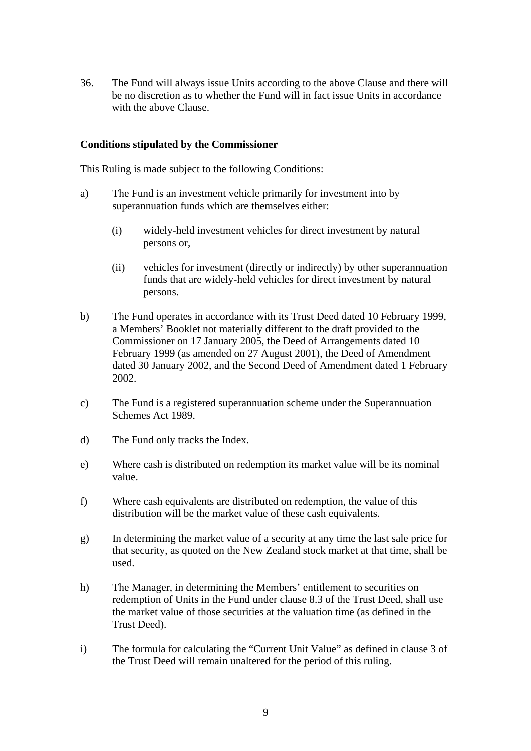36. The Fund will always issue Units according to the above Clause and there will be no discretion as to whether the Fund will in fact issue Units in accordance with the above Clause.

**Conditions stipulated by the Commissioner**

This Ruling is made subject to the following Conditions:

a) The Fund is an investment vehicle primarily for investment into by superannuation funds which are themselves either:

   (i) widely-held investment vehicles for direct investment by natural persons or,

   (ii) vehicles for investment (directly or indirectly) by other superannuation funds that are widely-held vehicles for direct investment by natural persons.

b) The Fund operates in accordance with its Trust Deed dated 10 February 1999, a Members' Booklet not materially different to the draft provided to the Commissioner on 17 January 2005, the Deed of Arrangements dated 10 February 1999 (as amended on 27 August 2001), the Deed of Amendment dated 30 January 2002, and the Second Deed of Amendment dated 1 February 2002.

c) The Fund is a registered superannuation scheme under the Superannuation Schemes Act 1989.

d) The Fund only tracks the Index.

e) Where cash is distributed on redemption its market value will be its nominal value.

f) Where cash equivalents are distributed on redemption, the value of this distribution will be the market value of these cash equivalents.

g) In determining the market value of a security at any time the last sale price for that security, as quoted on the New Zealand stock market at that time, shall be used.

h) The Manager, in determining the Members' entitlement to securities on redemption of Units in the Fund under clause 8.3 of the Trust Deed, shall use the market value of those securities at the valuation time (as defined in the Trust Deed).

i) The formula for calculating the "Current Unit Value" as defined in clause 3 of the Trust Deed will remain unaltered for the period of this ruling.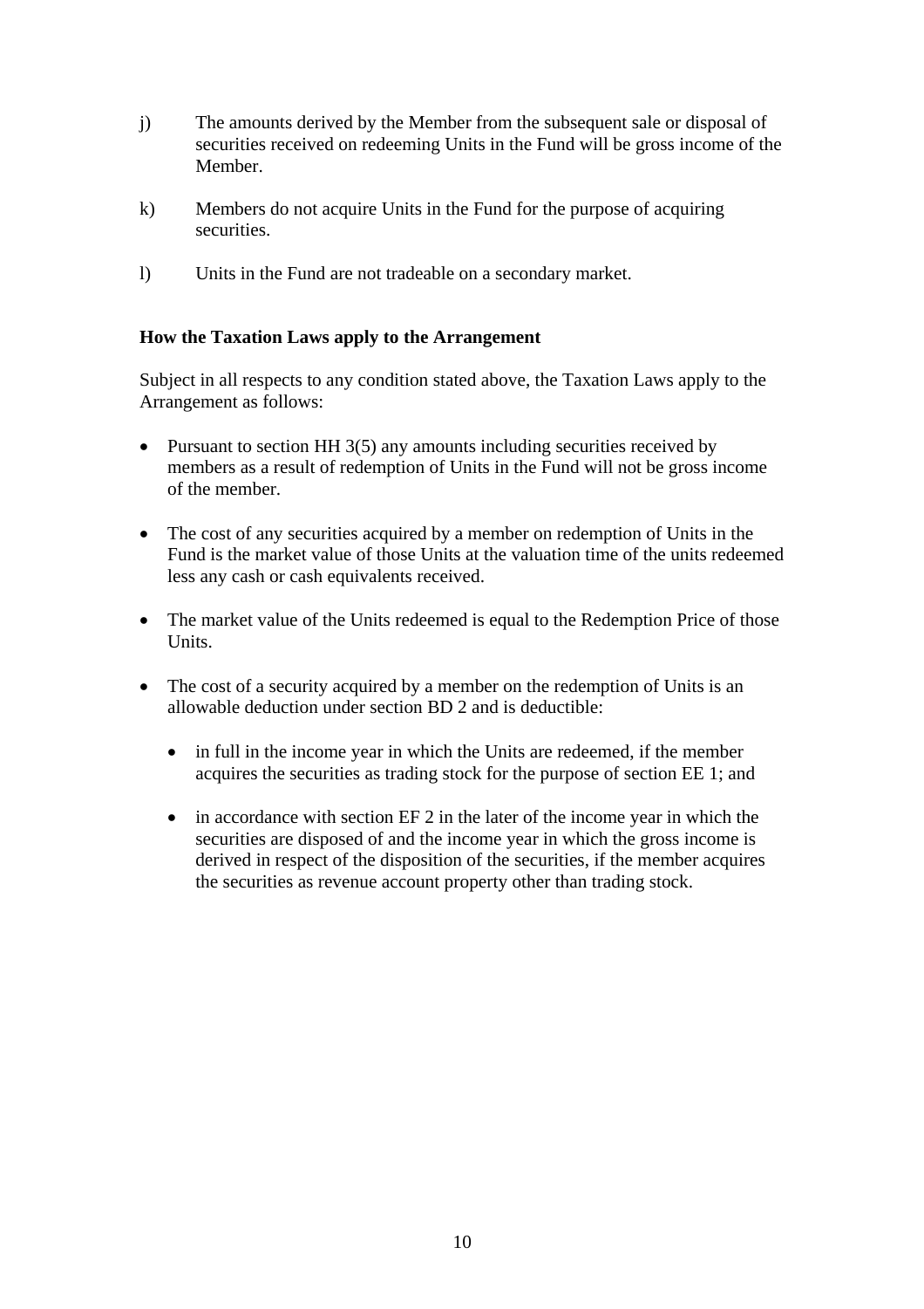j) The amounts derived by the Member from the subsequent sale or disposal of securities received on redeeming Units in the Fund will be gross income of the Member.

k) Members do not acquire Units in the Fund for the purpose of acquiring securities.

l) Units in the Fund are not tradeable on a secondary market.

**How the Taxation Laws apply to the Arrangement**

Subject in all respects to any condition stated above, the Taxation Laws apply to the Arrangement as follows:

- Pursuant to section HH 3(5) any amounts including securities received by members as a result of redemption of Units in the Fund will not be gross income of the member.

- The cost of any securities acquired by a member on redemption of Units in the Fund is the market value of those Units at the valuation time of the units redeemed less any cash or cash equivalents received.

- The market value of the Units redeemed is equal to the Redemption Price of those Units.

- The cost of a security acquired by a member on the redemption of Units is an allowable deduction under section BD 2 and is deductible:

  - in full in the income year in which the Units are redeemed, if the member acquires the securities as trading stock for the purpose of section EE 1; and

  - in accordance with section EF 2 in the later of the income year in which the securities are disposed of and the income year in which the gross income is derived in respect of the disposition of the securities, if the member acquires the securities as revenue account property other than trading stock.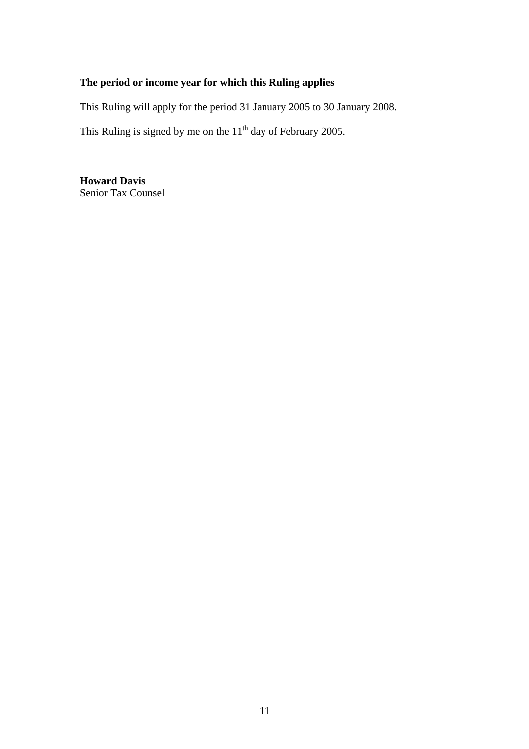**The period or income year for which this Ruling applies**

This Ruling will apply for the period 31 January 2005 to 30 January 2008.

This Ruling is signed by me on the 11th day of February 2005.

**Howard Davis**
Senior Tax Counsel